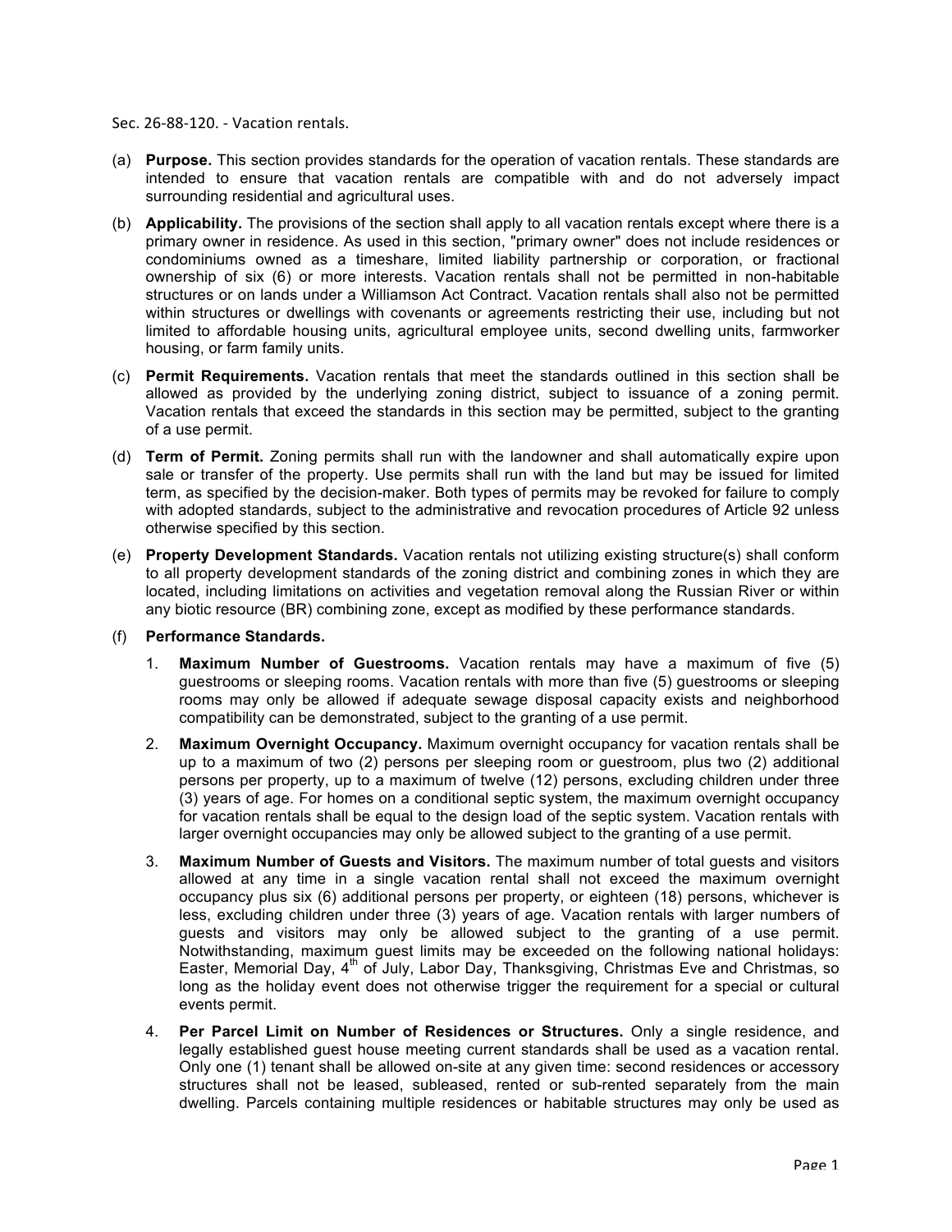Sec. 26-88-120. - Vacation rentals.

(a) **Purpose.** This section provides standards for the operation of vacation rentals. These standards are intended to ensure that vacation rentals are compatible with and do not adversely impact surrounding residential and agricultural uses.

(b) **Applicability.** The provisions of the section shall apply to all vacation rentals except where there is a primary owner in residence. As used in this section, "primary owner" does not include residences or condominiums owned as a timeshare, limited liability partnership or corporation, or fractional ownership of six (6) or more interests. Vacation rentals shall not be permitted in non-habitable structures or on lands under a Williamson Act Contract. Vacation rentals shall also not be permitted within structures or dwellings with covenants or agreements restricting their use, including but not limited to affordable housing units, agricultural employee units, second dwelling units, farmworker housing, or farm family units.

(c) **Permit Requirements.** Vacation rentals that meet the standards outlined in this section shall be allowed as provided by the underlying zoning district, subject to issuance of a zoning permit. Vacation rentals that exceed the standards in this section may be permitted, subject to the granting of a use permit.

(d) **Term of Permit.** Zoning permits shall run with the landowner and shall automatically expire upon sale or transfer of the property. Use permits shall run with the land but may be issued for limited term, as specified by the decision-maker. Both types of permits may be revoked for failure to comply with adopted standards, subject to the administrative and revocation procedures of Article 92 unless otherwise specified by this section.

(e) **Property Development Standards.** Vacation rentals not utilizing existing structure(s) shall conform to all property development standards of the zoning district and combining zones in which they are located, including limitations on activities and vegetation removal along the Russian River or within any biotic resource (BR) combining zone, except as modified by these performance standards.

(f) **Performance Standards.**

1. **Maximum Number of Guestrooms.** Vacation rentals may have a maximum of five (5) guestrooms or sleeping rooms. Vacation rentals with more than five (5) guestrooms or sleeping rooms may only be allowed if adequate sewage disposal capacity exists and neighborhood compatibility can be demonstrated, subject to the granting of a use permit.

2. **Maximum Overnight Occupancy.** Maximum overnight occupancy for vacation rentals shall be up to a maximum of two (2) persons per sleeping room or guestroom, plus two (2) additional persons per property, up to a maximum of twelve (12) persons, excluding children under three (3) years of age. For homes on a conditional septic system, the maximum overnight occupancy for vacation rentals shall be equal to the design load of the septic system. Vacation rentals with larger overnight occupancies may only be allowed subject to the granting of a use permit.

3. **Maximum Number of Guests and Visitors.** The maximum number of total guests and visitors allowed at any time in a single vacation rental shall not exceed the maximum overnight occupancy plus six (6) additional persons per property, or eighteen (18) persons, whichever is less, excluding children under three (3) years of age. Vacation rentals with larger numbers of guests and visitors may only be allowed subject to the granting of a use permit. Notwithstanding, maximum guest limits may be exceeded on the following national holidays: Easter, Memorial Day, 4th of July, Labor Day, Thanksgiving, Christmas Eve and Christmas, so long as the holiday event does not otherwise trigger the requirement for a special or cultural events permit.

4. **Per Parcel Limit on Number of Residences or Structures.** Only a single residence, and legally established guest house meeting current standards shall be used as a vacation rental. Only one (1) tenant shall be allowed on-site at any given time: second residences or accessory structures shall not be leased, subleased, rented or sub-rented separately from the main dwelling. Parcels containing multiple residences or habitable structures may only be used as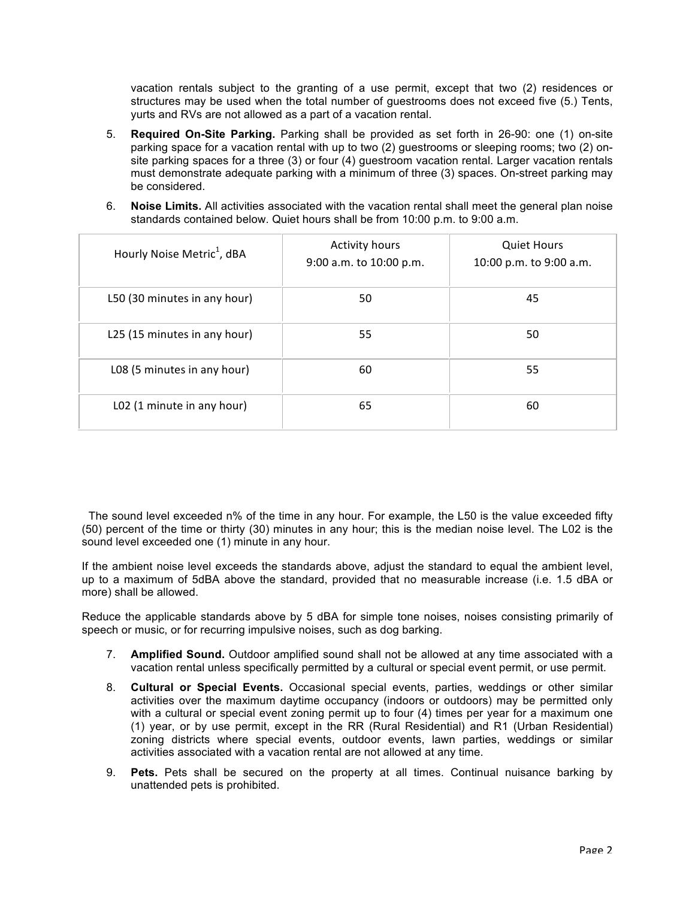vacation rentals subject to the granting of a use permit, except that two (2) residences or structures may be used when the total number of guestrooms does not exceed five (5.) Tents, yurts and RVs are not allowed as a part of a vacation rental.

5. **Required On-Site Parking.** Parking shall be provided as set forth in 26-90: one (1) on-site parking space for a vacation rental with up to two (2) guestrooms or sleeping rooms; two (2) on-site parking spaces for a three (3) or four (4) guestroom vacation rental. Larger vacation rentals must demonstrate adequate parking with a minimum of three (3) spaces. On-street parking may be considered.

6. **Noise Limits.** All activities associated with the vacation rental shall meet the general plan noise standards contained below. Quiet hours shall be from 10:00 p.m. to 9:00 a.m.

| Hourly Noise Metric[1], dBA | Activity hours 9:00 a.m. to 10:00 p.m. | Quiet Hours 10:00 p.m. to 9:00 a.m. |
|---|---|---|
| L50 (30 minutes in any hour) | 50 | 45 |
| L25 (15 minutes in any hour) | 55 | 50 |
| L08 (5 minutes in any hour) | 60 | 55 |
| L02 (1 minute in any hour) | 65 | 60 |

The sound level exceeded n% of the time in any hour. For example, the L50 is the value exceeded fifty (50) percent of the time or thirty (30) minutes in any hour; this is the median noise level. The L02 is the sound level exceeded one (1) minute in any hour.

If the ambient noise level exceeds the standards above, adjust the standard to equal the ambient level, up to a maximum of 5dBA above the standard, provided that no measurable increase (i.e. 1.5 dBA or more) shall be allowed.

Reduce the applicable standards above by 5 dBA for simple tone noises, noises consisting primarily of speech or music, or for recurring impulsive noises, such as dog barking.

7. **Amplified Sound.** Outdoor amplified sound shall not be allowed at any time associated with a vacation rental unless specifically permitted by a cultural or special event permit, or use permit.

8. **Cultural or Special Events.** Occasional special events, parties, weddings or other similar activities over the maximum daytime occupancy (indoors or outdoors) may be permitted only with a cultural or special event zoning permit up to four (4) times per year for a maximum one (1) year, or by use permit, except in the RR (Rural Residential) and R1 (Urban Residential) zoning districts where special events, outdoor events, lawn parties, weddings or similar activities associated with a vacation rental are not allowed at any time.

9. **Pets.** Pets shall be secured on the property at all times. Continual nuisance barking by unattended pets is prohibited.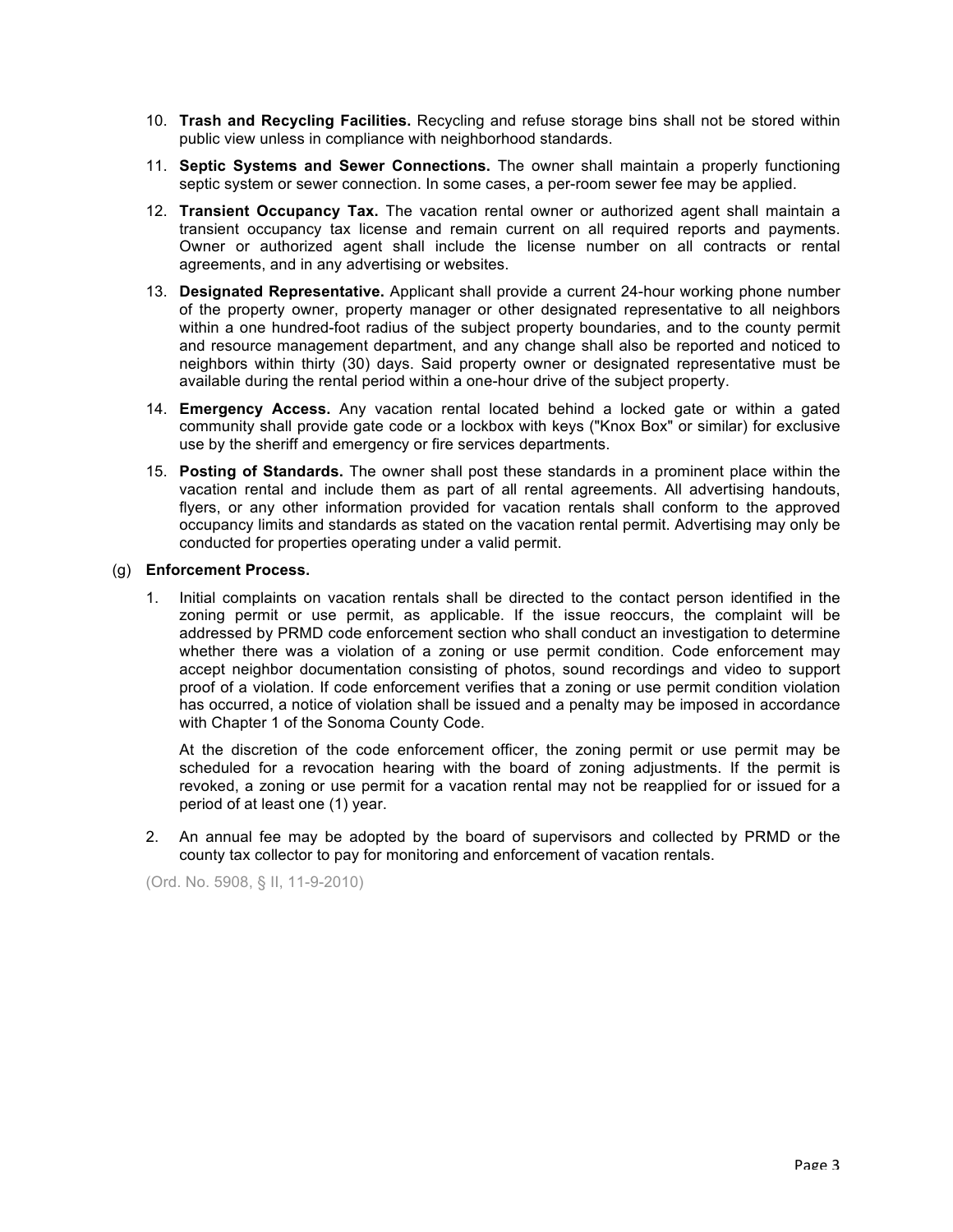10. **Trash and Recycling Facilities.** Recycling and refuse storage bins shall not be stored within public view unless in compliance with neighborhood standards.

11. **Septic Systems and Sewer Connections.** The owner shall maintain a properly functioning septic system or sewer connection. In some cases, a per-room sewer fee may be applied.

12. **Transient Occupancy Tax.** The vacation rental owner or authorized agent shall maintain a transient occupancy tax license and remain current on all required reports and payments. Owner or authorized agent shall include the license number on all contracts or rental agreements, and in any advertising or websites.

13. **Designated Representative.** Applicant shall provide a current 24-hour working phone number of the property owner, property manager or other designated representative to all neighbors within a one hundred-foot radius of the subject property boundaries, and to the county permit and resource management department, and any change shall also be reported and noticed to neighbors within thirty (30) days. Said property owner or designated representative must be available during the rental period within a one-hour drive of the subject property.

14. **Emergency Access.** Any vacation rental located behind a locked gate or within a gated community shall provide gate code or a lockbox with keys ("Knox Box" or similar) for exclusive use by the sheriff and emergency or fire services departments.

15. **Posting of Standards.** The owner shall post these standards in a prominent place within the vacation rental and include them as part of all rental agreements. All advertising handouts, flyers, or any other information provided for vacation rentals shall conform to the approved occupancy limits and standards as stated on the vacation rental permit. Advertising may only be conducted for properties operating under a valid permit.

(g) **Enforcement Process.**

1. Initial complaints on vacation rentals shall be directed to the contact person identified in the zoning permit or use permit, as applicable. If the issue reoccurs, the complaint will be addressed by PRMD code enforcement section who shall conduct an investigation to determine whether there was a violation of a zoning or use permit condition. Code enforcement may accept neighbor documentation consisting of photos, sound recordings and video to support proof of a violation. If code enforcement verifies that a zoning or use permit condition violation has occurred, a notice of violation shall be issued and a penalty may be imposed in accordance with Chapter 1 of the Sonoma County Code.

   At the discretion of the code enforcement officer, the zoning permit or use permit may be scheduled for a revocation hearing with the board of zoning adjustments. If the permit is revoked, a zoning or use permit for a vacation rental may not be reapplied for or issued for a period of at least one (1) year.

2. An annual fee may be adopted by the board of supervisors and collected by PRMD or the county tax collector to pay for monitoring and enforcement of vacation rentals.

(Ord. No. 5908, § II, 11-9-2010)